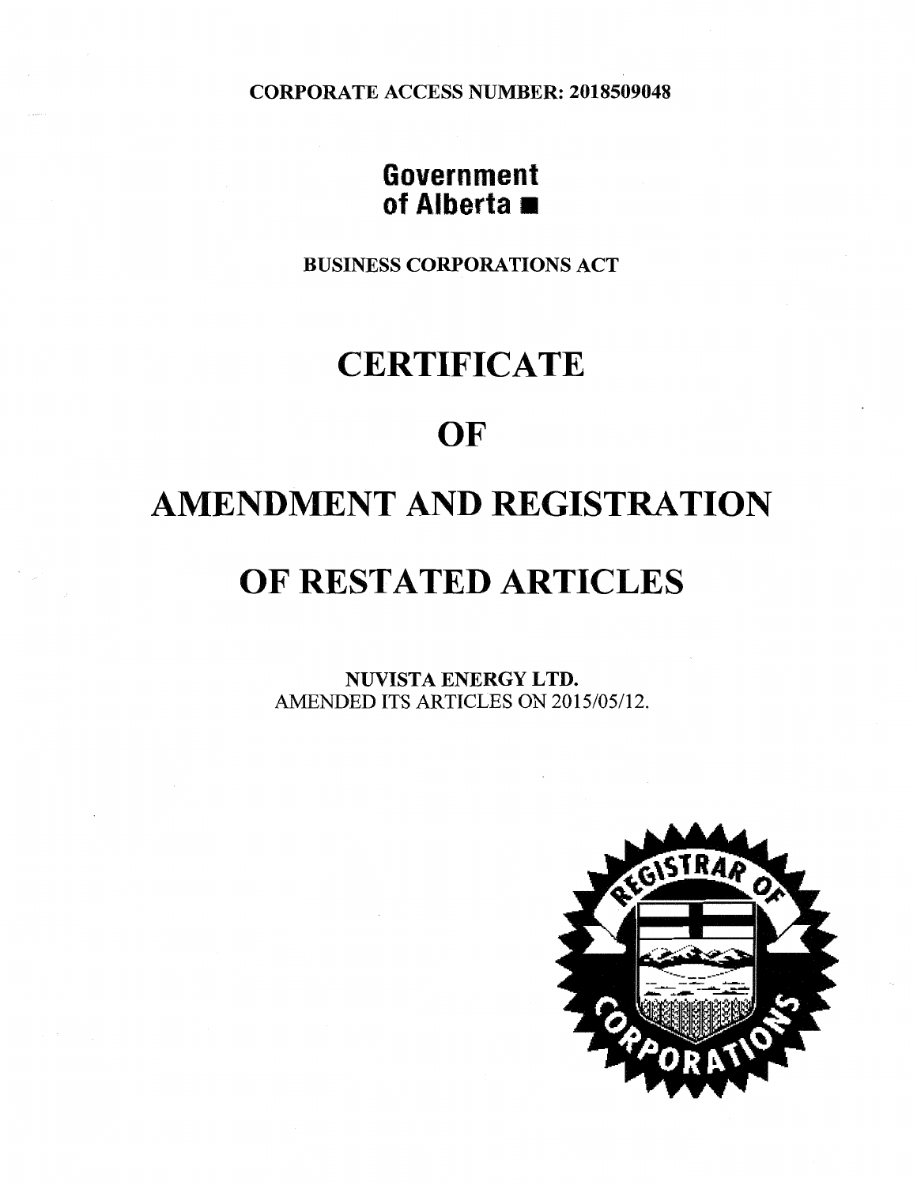CORPORATE ACCESS NUMBER: 2018509048

**Government of Alberta**

BUSINESS CORPORATIONS ACT

# CERTIFICATE

# OF

# AMENDMENT AND REGISTRATION

# OF RESTATED ARTICLES

**NUVISTA ENERGY LTD.**
AMENDED ITS ARTICLES ON 2015/05/12.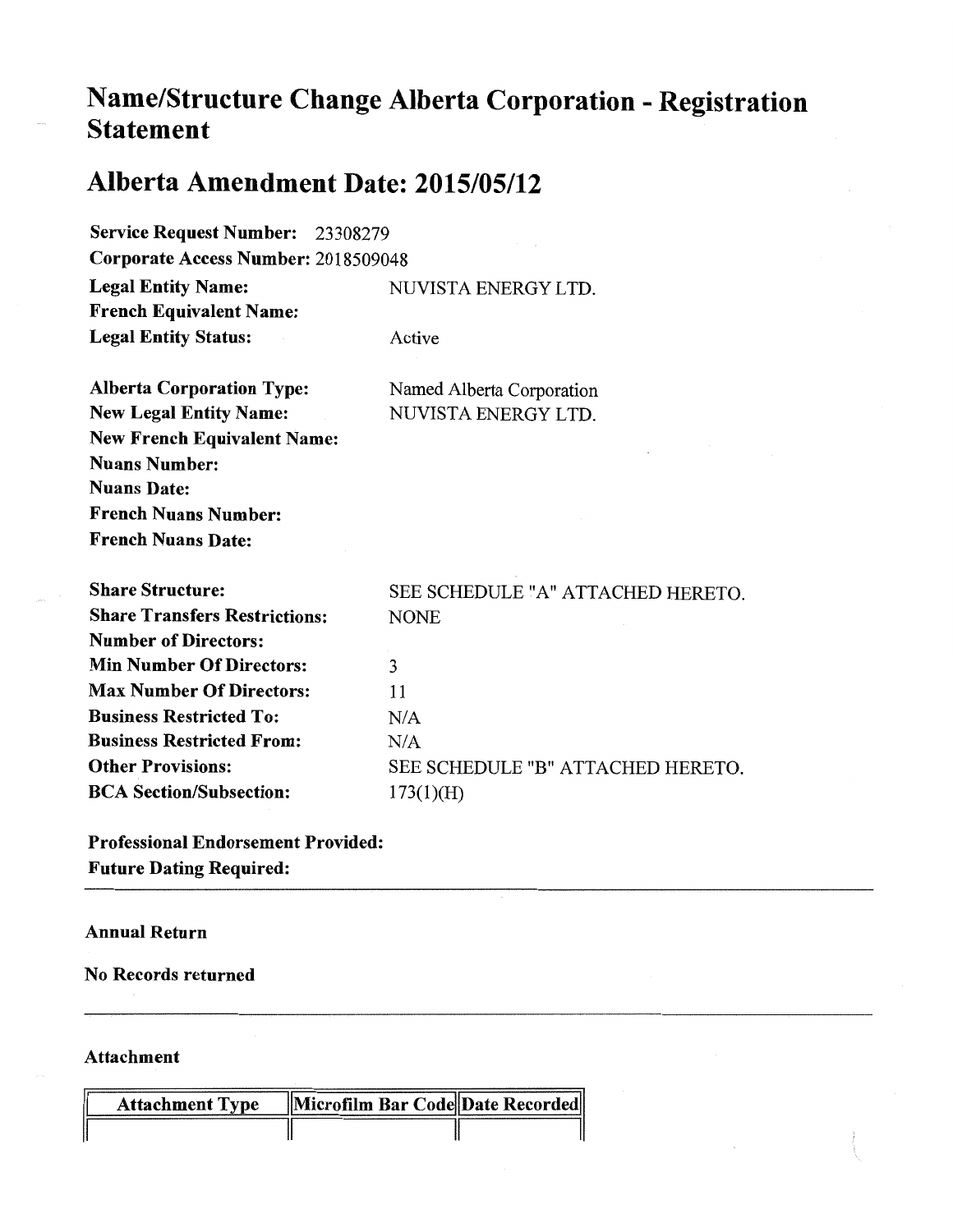# Name/Structure Change Alberta Corporation - Registration Statement

# Alberta Amendment Date: 2015/05/12

**Service Request Number:** 23308279
**Corporate Access Number:** 2018509048
**Legal Entity Name:** NUVISTA ENERGY LTD.
**French Equivalent Name:**
**Legal Entity Status:** Active

**Alberta Corporation Type:** Named Alberta Corporation
**New Legal Entity Name:** NUVISTA ENERGY LTD.
**New French Equivalent Name:**
**Nuans Number:**
**Nuans Date:**
**French Nuans Number:**
**French Nuans Date:**

**Share Structure:** SEE SCHEDULE "A" ATTACHED HERETO.
**Share Transfers Restrictions:** NONE
**Number of Directors:**
**Min Number Of Directors:** 3
**Max Number Of Directors:** 11
**Business Restricted To:** N/A
**Business Restricted From:** N/A
**Other Provisions:** SEE SCHEDULE "B" ATTACHED HERETO.
**BCA Section/Subsection:** 173(1)(H)

**Professional Endorsement Provided:**
**Future Dating Required:**

---

**Annual Return**

**No Records returned**

---

**Attachment**

| Attachment Type | Microfilm Bar Code | Date Recorded |
|---|---|---|
| | | |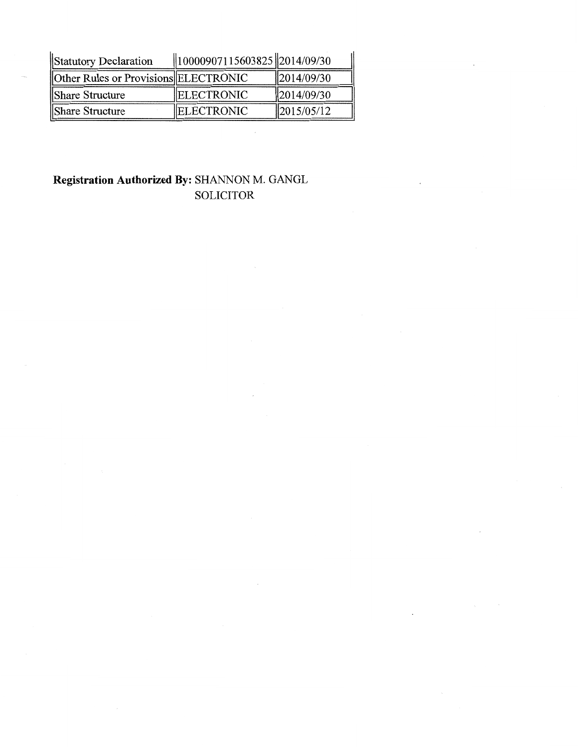| Statutory Declaration | 10000907115603825 | 2014/09/30 |
|---|---|---|
| Other Rules or Provisions | ELECTRONIC | 2014/09/30 |
| Share Structure | ELECTRONIC | 2014/09/30 |
| Share Structure | ELECTRONIC | 2015/05/12 |

**Registration Authorized By:** SHANNON M. GANGL
SOLICITOR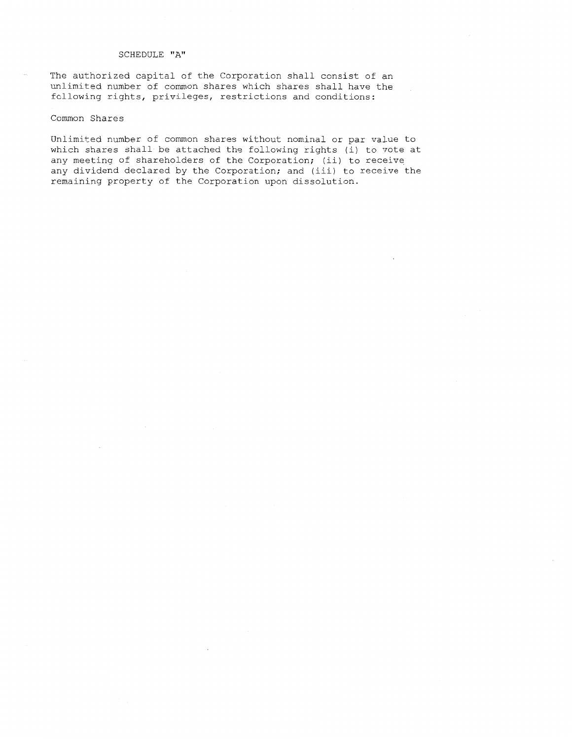# SCHEDULE "A"

The authorized capital of the Corporation shall consist of an unlimited number of common shares which shares shall have the following rights, privileges, restrictions and conditions:

## Common Shares

Unlimited number of common shares without nominal or par value to which shares shall be attached the following rights (i) to vote at any meeting of shareholders of the Corporation; (ii) to receive any dividend declared by the Corporation; and (iii) to receive the remaining property of the Corporation upon dissolution.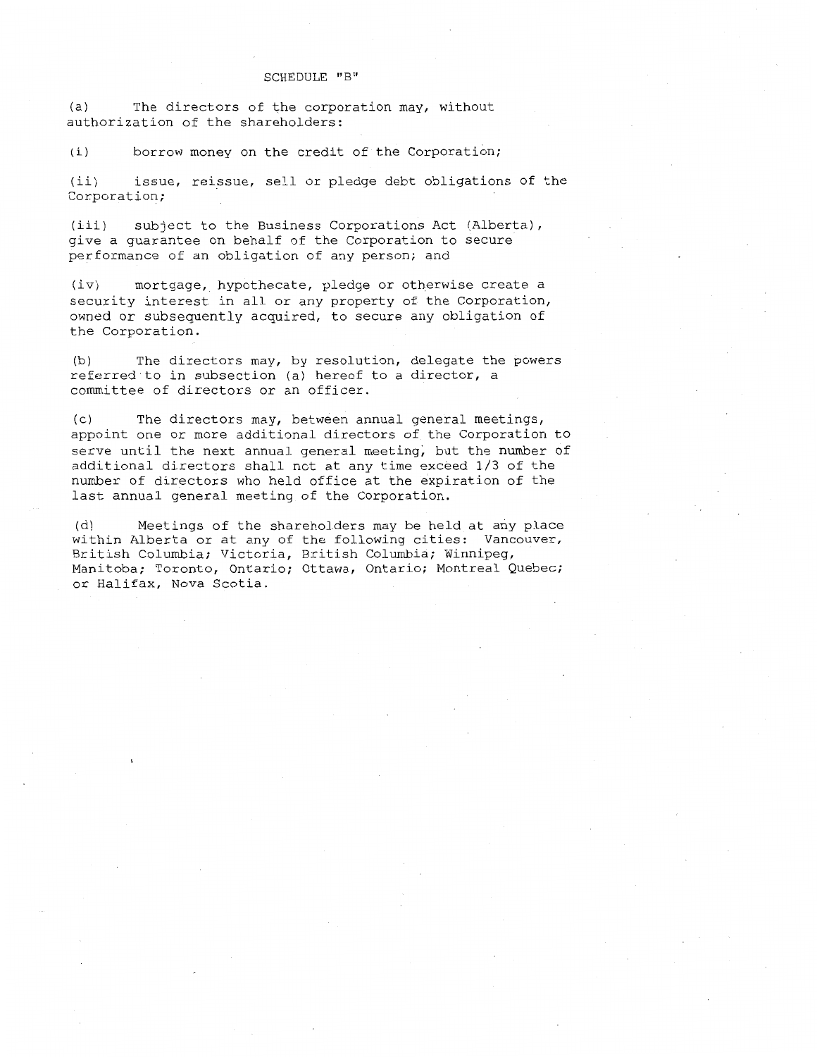SCHEDULE "B"

(a) The directors of the corporation may, without authorization of the shareholders:

(i) borrow money on the credit of the Corporation;

(ii) issue, reissue, sell or pledge debt obligations of the Corporation;

(iii) subject to the Business Corporations Act (Alberta), give a guarantee on behalf of the Corporation to secure performance of an obligation of any person; and

(iv) mortgage, hypothecate, pledge or otherwise create a security interest in all or any property of the Corporation, owned or subsequently acquired, to secure any obligation of the Corporation.

(b) The directors may, by resolution, delegate the powers referred to in subsection (a) hereof to a director, a committee of directors or an officer.

(c) The directors may, between annual general meetings, appoint one or more additional directors of the Corporation to serve until the next annual general meeting, but the number of additional directors shall not at any time exceed 1/3 of the number of directors who held office at the expiration of the last annual general meeting of the Corporation.

(d) Meetings of the shareholders may be held at any place within Alberta or at any of the following cities: Vancouver, British Columbia; Victoria, British Columbia; Winnipeg, Manitoba; Toronto, Ontario; Ottawa, Ontario; Montreal Quebec; or Halifax, Nova Scotia.